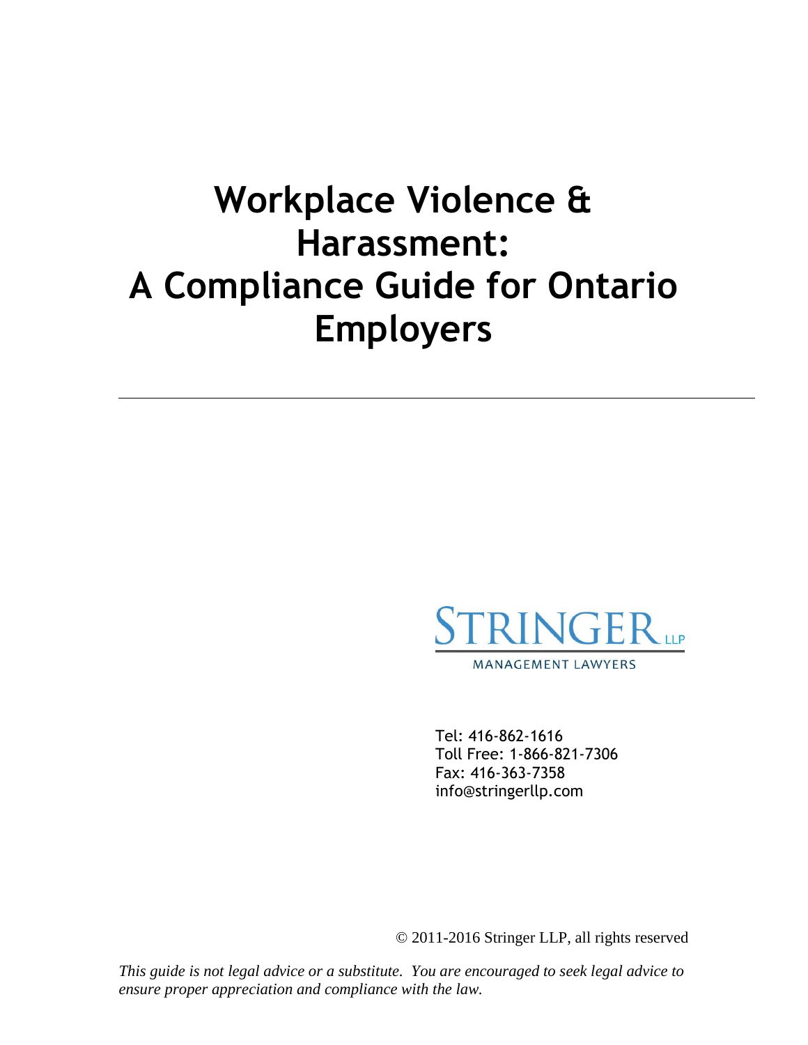# Workplace Violence & Harassment: A Compliance Guide for Ontario Employers

---

STRINGER LLP

MANAGEMENT LAWYERS

Tel: 416-862-1616
Toll Free: 1-866-821-7306
Fax: 416-363-7358
info@stringerllp.com

© 2011-2016 Stringer LLP, all rights reserved

*This guide is not legal advice or a substitute. You are encouraged to seek legal advice to ensure proper appreciation and compliance with the law.*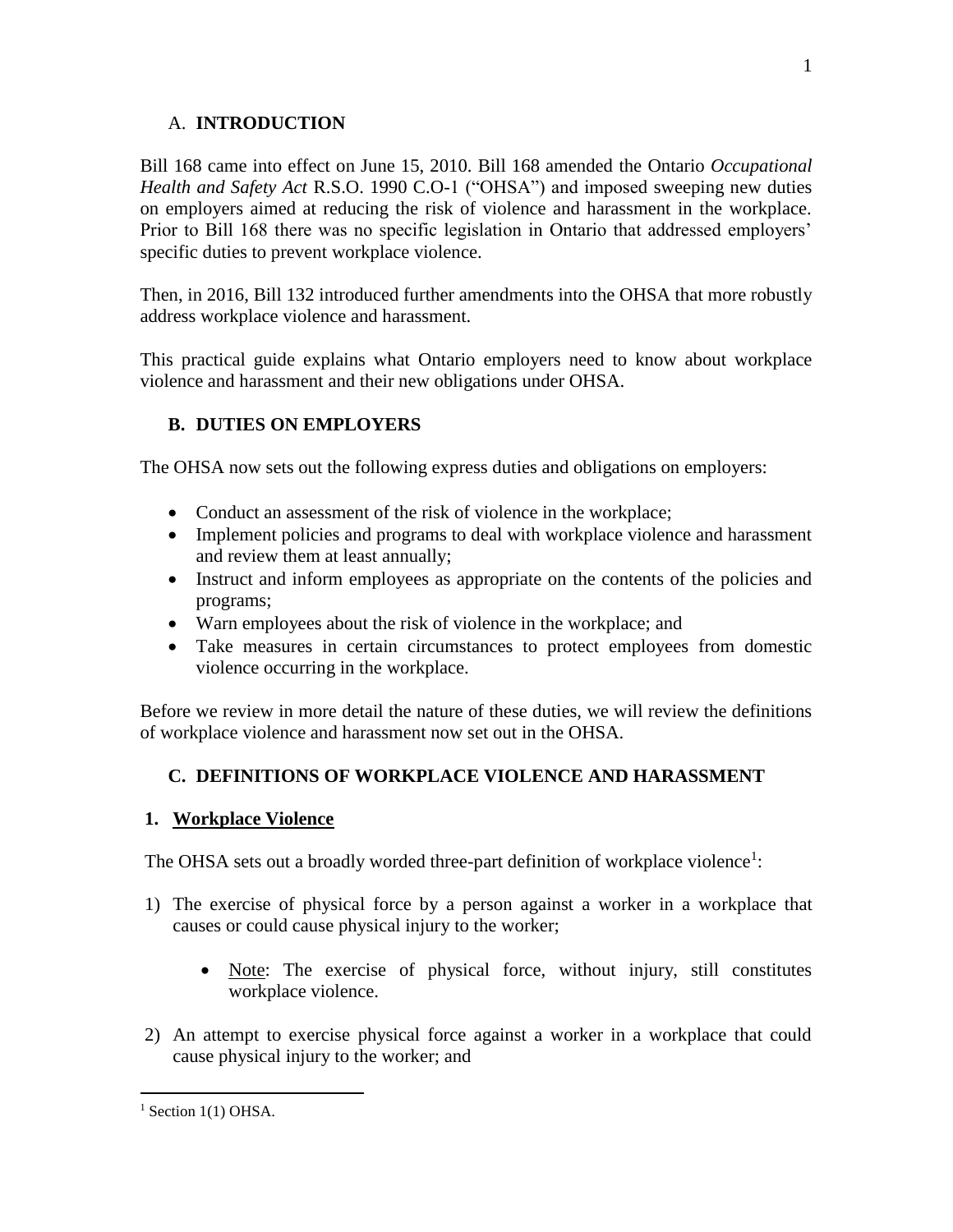## A. **INTRODUCTION**

Bill 168 came into effect on June 15, 2010. Bill 168 amended the Ontario *Occupational Health and Safety Act* R.S.O. 1990 C.O-1 ("OHSA") and imposed sweeping new duties on employers aimed at reducing the risk of violence and harassment in the workplace. Prior to Bill 168 there was no specific legislation in Ontario that addressed employers' specific duties to prevent workplace violence.

Then, in 2016, Bill 132 introduced further amendments into the OHSA that more robustly address workplace violence and harassment.

This practical guide explains what Ontario employers need to know about workplace violence and harassment and their new obligations under OHSA.

## **B. DUTIES ON EMPLOYERS**

The OHSA now sets out the following express duties and obligations on employers:

- Conduct an assessment of the risk of violence in the workplace;
- Implement policies and programs to deal with workplace violence and harassment and review them at least annually;
- Instruct and inform employees as appropriate on the contents of the policies and programs;
- Warn employees about the risk of violence in the workplace; and
- Take measures in certain circumstances to protect employees from domestic violence occurring in the workplace.

Before we review in more detail the nature of these duties, we will review the definitions of workplace violence and harassment now set out in the OHSA.

## **C. DEFINITIONS OF WORKPLACE VIOLENCE AND HARASSMENT**

### **1. Workplace Violence**

The OHSA sets out a broadly worded three-part definition of workplace violence[1]:

1) The exercise of physical force by a person against a worker in a workplace that causes or could cause physical injury to the worker;

   - Note: The exercise of physical force, without injury, still constitutes workplace violence.

2) An attempt to exercise physical force against a worker in a workplace that could cause physical injury to the worker; and

---

[1] Section 1(1) OHSA.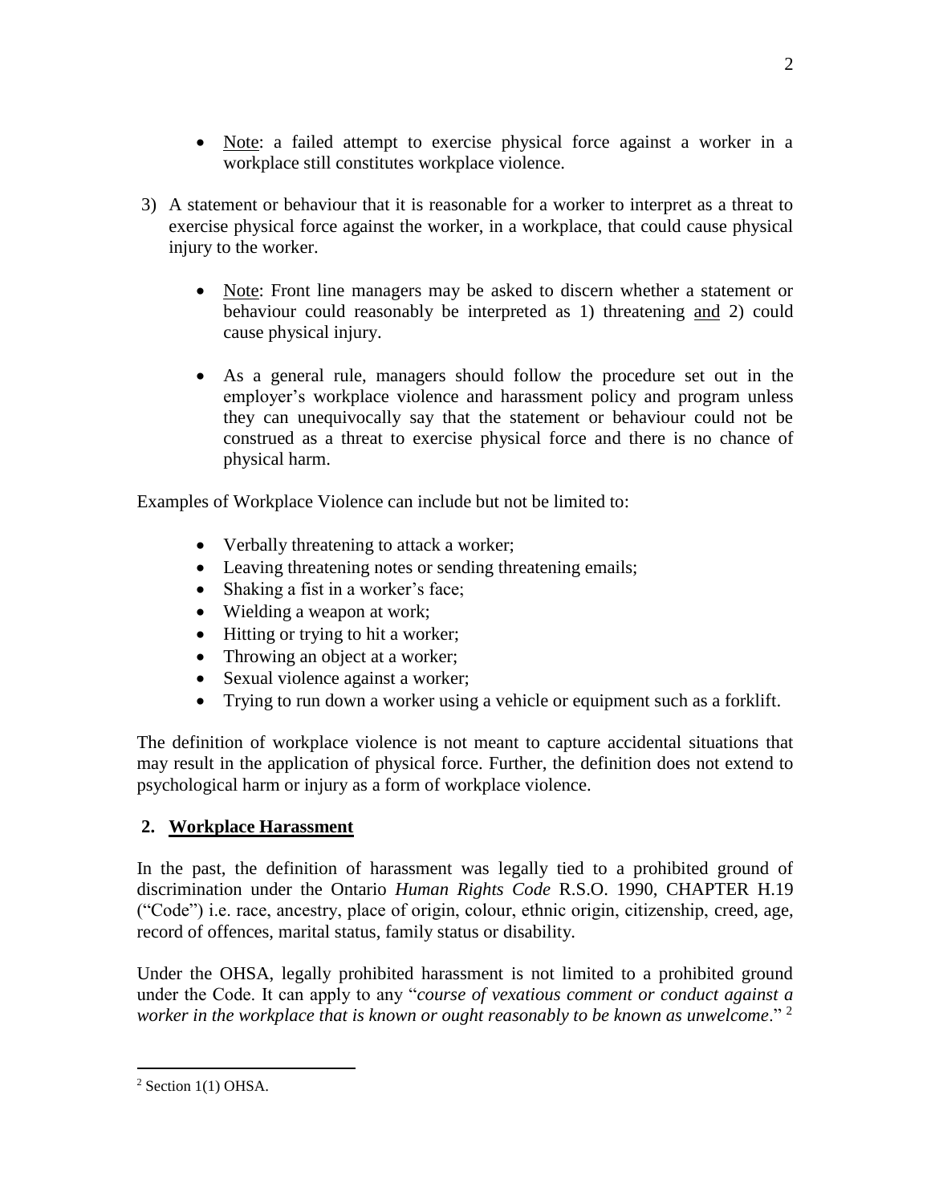- Note: a failed attempt to exercise physical force against a worker in a workplace still constitutes workplace violence.

3) A statement or behaviour that it is reasonable for a worker to interpret as a threat to exercise physical force against the worker, in a workplace, that could cause physical injury to the worker.

   - Note: Front line managers may be asked to discern whether a statement or behaviour could reasonably be interpreted as 1) threatening and 2) could cause physical injury.

   - As a general rule, managers should follow the procedure set out in the employer's workplace violence and harassment policy and program unless they can unequivocally say that the statement or behaviour could not be construed as a threat to exercise physical force and there is no chance of physical harm.

Examples of Workplace Violence can include but not be limited to:

- Verbally threatening to attack a worker;
- Leaving threatening notes or sending threatening emails;
- Shaking a fist in a worker's face;
- Wielding a weapon at work;
- Hitting or trying to hit a worker;
- Throwing an object at a worker;
- Sexual violence against a worker;
- Trying to run down a worker using a vehicle or equipment such as a forklift.

The definition of workplace violence is not meant to capture accidental situations that may result in the application of physical force. Further, the definition does not extend to psychological harm or injury as a form of workplace violence.

## 2. Workplace Harassment

In the past, the definition of harassment was legally tied to a prohibited ground of discrimination under the Ontario *Human Rights Code* R.S.O. 1990, CHAPTER H.19 ("Code") i.e. race, ancestry, place of origin, colour, ethnic origin, citizenship, creed, age, record of offences, marital status, family status or disability.

Under the OHSA, legally prohibited harassment is not limited to a prohibited ground under the Code. It can apply to any "*course of vexatious comment or conduct against a worker in the workplace that is known or ought reasonably to be known as unwelcome*." [2]

[2] Section 1(1) OHSA.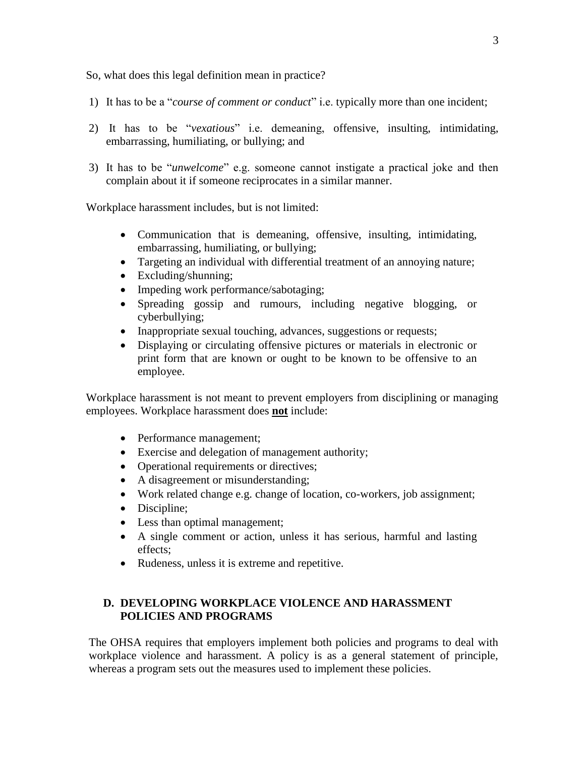So, what does this legal definition mean in practice?

1) It has to be a "*course of comment or conduct*" i.e. typically more than one incident;

2) It has to be "*vexatious*" i.e. demeaning, offensive, insulting, intimidating, embarrassing, humiliating, or bullying; and

3) It has to be "*unwelcome*" e.g. someone cannot instigate a practical joke and then complain about it if someone reciprocates in a similar manner.

Workplace harassment includes, but is not limited:

- Communication that is demeaning, offensive, insulting, intimidating, embarrassing, humiliating, or bullying;
- Targeting an individual with differential treatment of an annoying nature;
- Excluding/shunning;
- Impeding work performance/sabotaging;
- Spreading gossip and rumours, including negative blogging, or cyberbullying;
- Inappropriate sexual touching, advances, suggestions or requests;
- Displaying or circulating offensive pictures or materials in electronic or print form that are known or ought to be known to be offensive to an employee.

Workplace harassment is not meant to prevent employers from disciplining or managing employees. Workplace harassment does **not** include:

- Performance management;
- Exercise and delegation of management authority;
- Operational requirements or directives;
- A disagreement or misunderstanding;
- Work related change e.g. change of location, co-workers, job assignment;
- Discipline;
- Less than optimal management;
- A single comment or action, unless it has serious, harmful and lasting effects;
- Rudeness, unless it is extreme and repetitive.

## D. DEVELOPING WORKPLACE VIOLENCE AND HARASSMENT POLICIES AND PROGRAMS

The OHSA requires that employers implement both policies and programs to deal with workplace violence and harassment. A policy is as a general statement of principle, whereas a program sets out the measures used to implement these policies.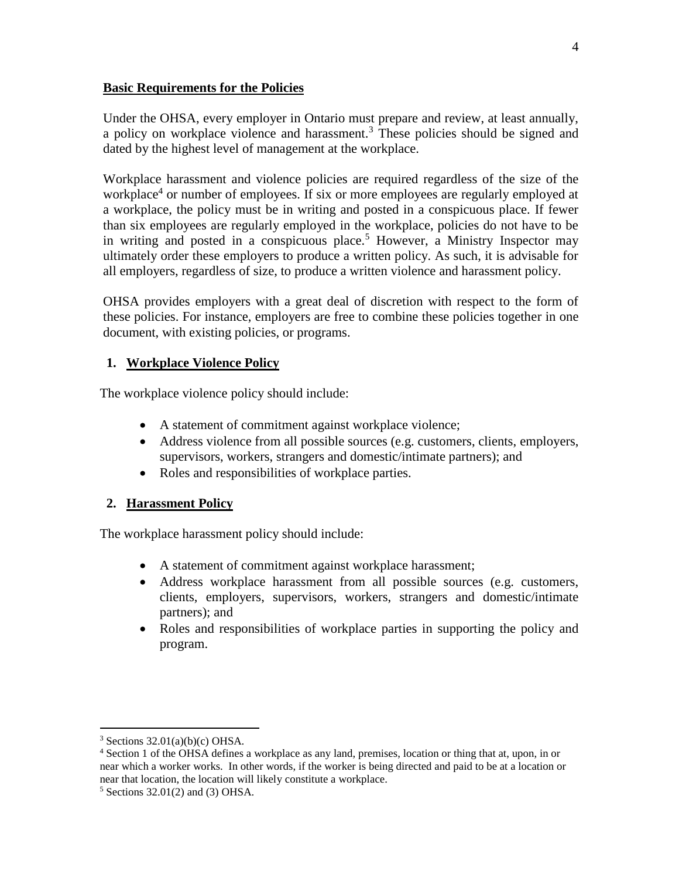**Basic Requirements for the Policies**

Under the OHSA, every employer in Ontario must prepare and review, at least annually, a policy on workplace violence and harassment.[3] These policies should be signed and dated by the highest level of management at the workplace.

Workplace harassment and violence policies are required regardless of the size of the workplace[4] or number of employees. If six or more employees are regularly employed at a workplace, the policy must be in writing and posted in a conspicuous place. If fewer than six employees are regularly employed in the workplace, policies do not have to be in writing and posted in a conspicuous place.[5] However, a Ministry Inspector may ultimately order these employers to produce a written policy. As such, it is advisable for all employers, regardless of size, to produce a written violence and harassment policy.

OHSA provides employers with a great deal of discretion with respect to the form of these policies. For instance, employers are free to combine these policies together in one document, with existing policies, or programs.

1. **Workplace Violence Policy**

The workplace violence policy should include:

- A statement of commitment against workplace violence;
- Address violence from all possible sources (e.g. customers, clients, employers, supervisors, workers, strangers and domestic/intimate partners); and
- Roles and responsibilities of workplace parties.

2. **Harassment Policy**

The workplace harassment policy should include:

- A statement of commitment against workplace harassment;
- Address workplace harassment from all possible sources (e.g. customers, clients, employers, supervisors, workers, strangers and domestic/intimate partners); and
- Roles and responsibilities of workplace parties in supporting the policy and program.

---

[3] Sections 32.01(a)(b)(c) OHSA.

[4] Section 1 of the OHSA defines a workplace as any land, premises, location or thing that at, upon, in or near which a worker works. In other words, if the worker is being directed and paid to be at a location or near that location, the location will likely constitute a workplace.

[5] Sections 32.01(2) and (3) OHSA.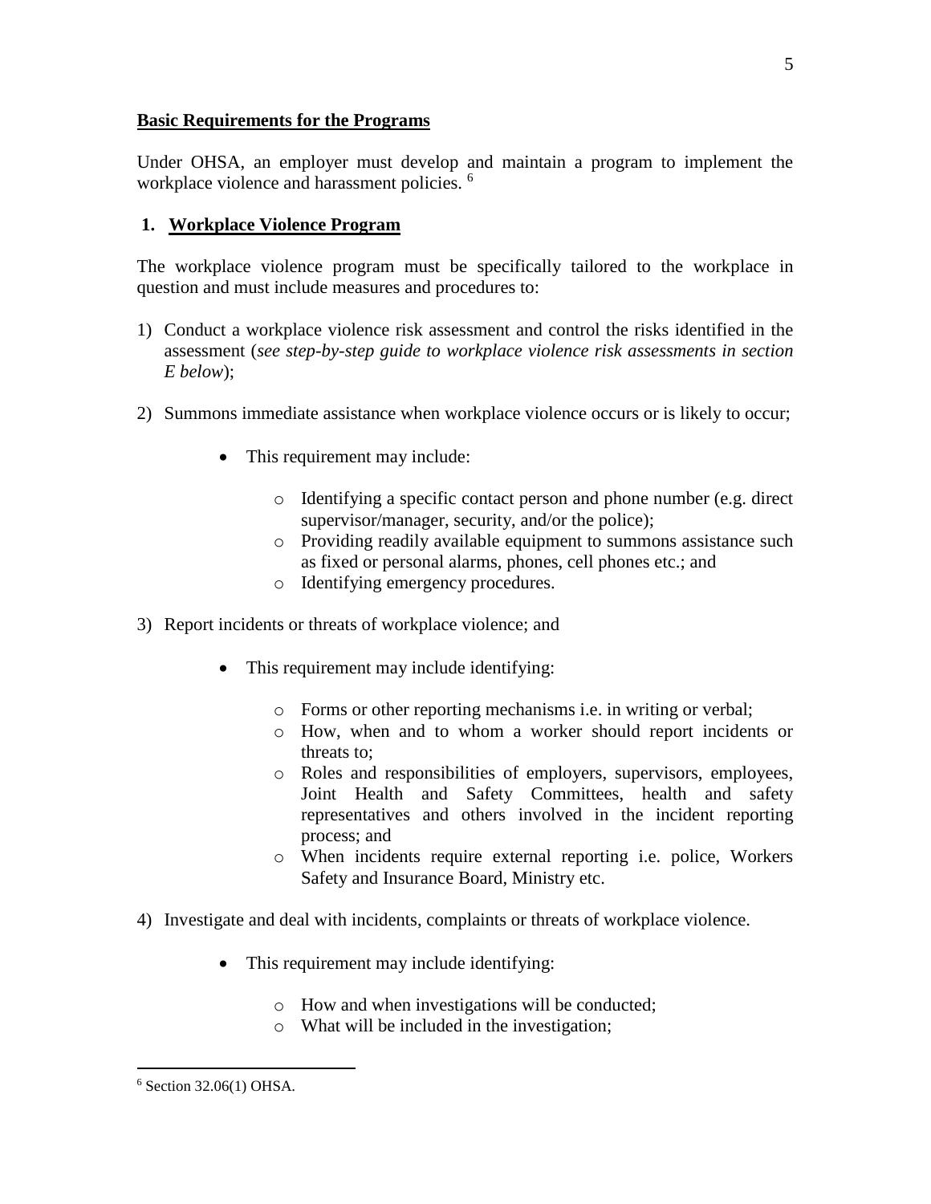**Basic Requirements for the Programs**

Under OHSA, an employer must develop and maintain a program to implement the workplace violence and harassment policies. [6]

## 1. Workplace Violence Program

The workplace violence program must be specifically tailored to the workplace in question and must include measures and procedures to:

1) Conduct a workplace violence risk assessment and control the risks identified in the assessment (*see step-by-step guide to workplace violence risk assessments in section E below*);

2) Summons immediate assistance when workplace violence occurs or is likely to occur;

   - This requirement may include:

     - Identifying a specific contact person and phone number (e.g. direct supervisor/manager, security, and/or the police);
     - Providing readily available equipment to summons assistance such as fixed or personal alarms, phones, cell phones etc.; and
     - Identifying emergency procedures.

3) Report incidents or threats of workplace violence; and

   - This requirement may include identifying:

     - Forms or other reporting mechanisms i.e. in writing or verbal;
     - How, when and to whom a worker should report incidents or threats to;
     - Roles and responsibilities of employers, supervisors, employees, Joint Health and Safety Committees, health and safety representatives and others involved in the incident reporting process; and
     - When incidents require external reporting i.e. police, Workers Safety and Insurance Board, Ministry etc.

4) Investigate and deal with incidents, complaints or threats of workplace violence.

   - This requirement may include identifying:

     - How and when investigations will be conducted;
     - What will be included in the investigation;

---

[6] Section 32.06(1) OHSA.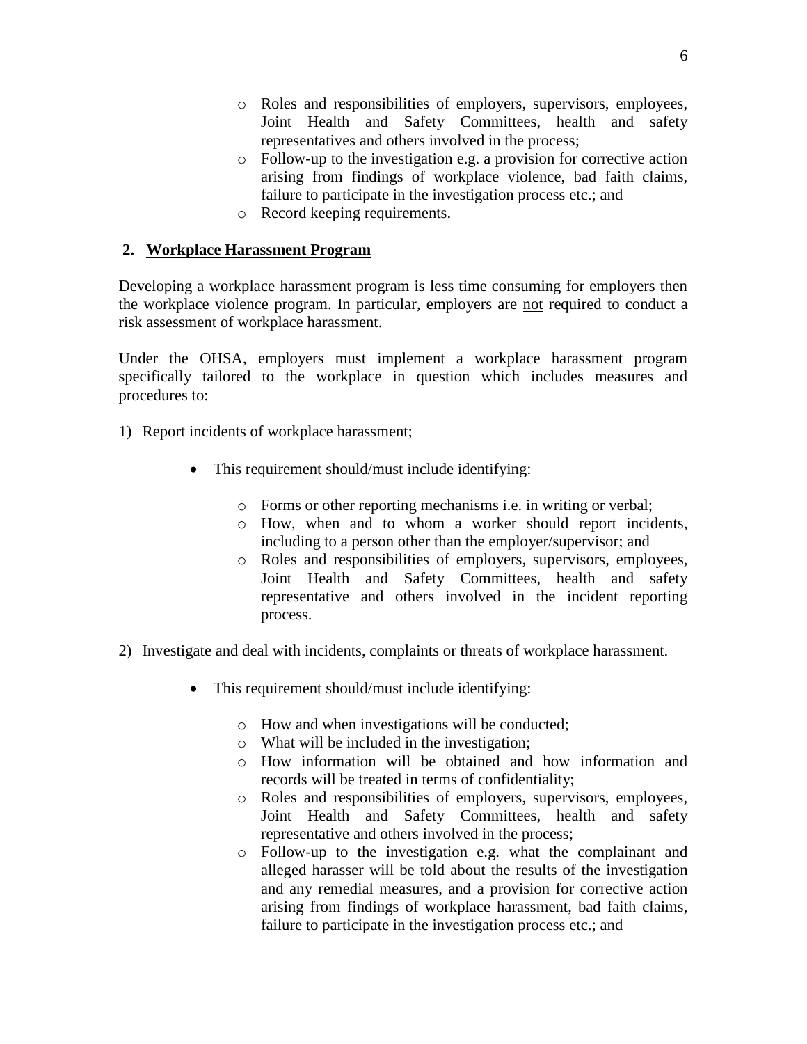- Roles and responsibilities of employers, supervisors, employees, Joint Health and Safety Committees, health and safety representatives and others involved in the process;
- Follow-up to the investigation e.g. a provision for corrective action arising from findings of workplace violence, bad faith claims, failure to participate in the investigation process etc.; and
- Record keeping requirements.

**2. Workplace Harassment Program**

Developing a workplace harassment program is less time consuming for employers then the workplace violence program. In particular, employers are not required to conduct a risk assessment of workplace harassment.

Under the OHSA, employers must implement a workplace harassment program specifically tailored to the workplace in question which includes measures and procedures to:

1) Report incidents of workplace harassment;

    - This requirement should/must include identifying:

        - Forms or other reporting mechanisms i.e. in writing or verbal;
        - How, when and to whom a worker should report incidents, including to a person other than the employer/supervisor; and
        - Roles and responsibilities of employers, supervisors, employees, Joint Health and Safety Committees, health and safety representative and others involved in the incident reporting process.

2) Investigate and deal with incidents, complaints or threats of workplace harassment.

    - This requirement should/must include identifying:

        - How and when investigations will be conducted;
        - What will be included in the investigation;
        - How information will be obtained and how information and records will be treated in terms of confidentiality;
        - Roles and responsibilities of employers, supervisors, employees, Joint Health and Safety Committees, health and safety representative and others involved in the process;
        - Follow-up to the investigation e.g. what the complainant and alleged harasser will be told about the results of the investigation and any remedial measures, and a provision for corrective action arising from findings of workplace harassment, bad faith claims, failure to participate in the investigation process etc.; and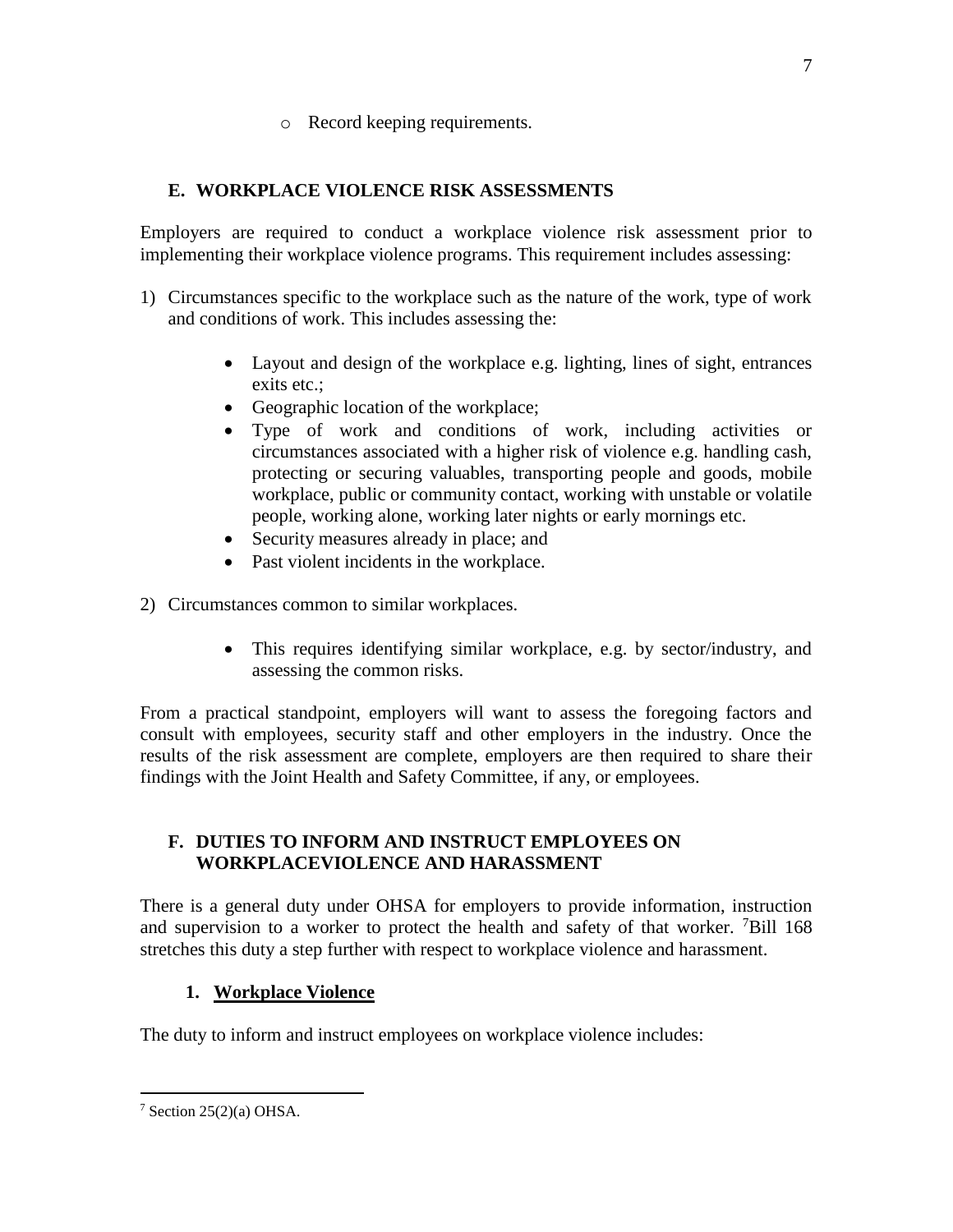- Record keeping requirements.

## E. WORKPLACE VIOLENCE RISK ASSESSMENTS

Employers are required to conduct a workplace violence risk assessment prior to implementing their workplace violence programs. This requirement includes assessing:

1) Circumstances specific to the workplace such as the nature of the work, type of work and conditions of work. This includes assessing the:

    - Layout and design of the workplace e.g. lighting, lines of sight, entrances exits etc.;
    - Geographic location of the workplace;
    - Type of work and conditions of work, including activities or circumstances associated with a higher risk of violence e.g. handling cash, protecting or securing valuables, transporting people and goods, mobile workplace, public or community contact, working with unstable or volatile people, working alone, working later nights or early mornings etc.
    - Security measures already in place; and
    - Past violent incidents in the workplace.

2) Circumstances common to similar workplaces.

    - This requires identifying similar workplace, e.g. by sector/industry, and assessing the common risks.

From a practical standpoint, employers will want to assess the foregoing factors and consult with employees, security staff and other employers in the industry. Once the results of the risk assessment are complete, employers are then required to share their findings with the Joint Health and Safety Committee, if any, or employees.

## F. DUTIES TO INFORM AND INSTRUCT EMPLOYEES ON WORKPLACEVIOLENCE AND HARASSMENT

There is a general duty under OHSA for employers to provide information, instruction and supervision to a worker to protect the health and safety of that worker. [7]Bill 168 stretches this duty a step further with respect to workplace violence and harassment.

### 1. Workplace Violence

The duty to inform and instruct employees on workplace violence includes:

---

[7] Section 25(2)(a) OHSA.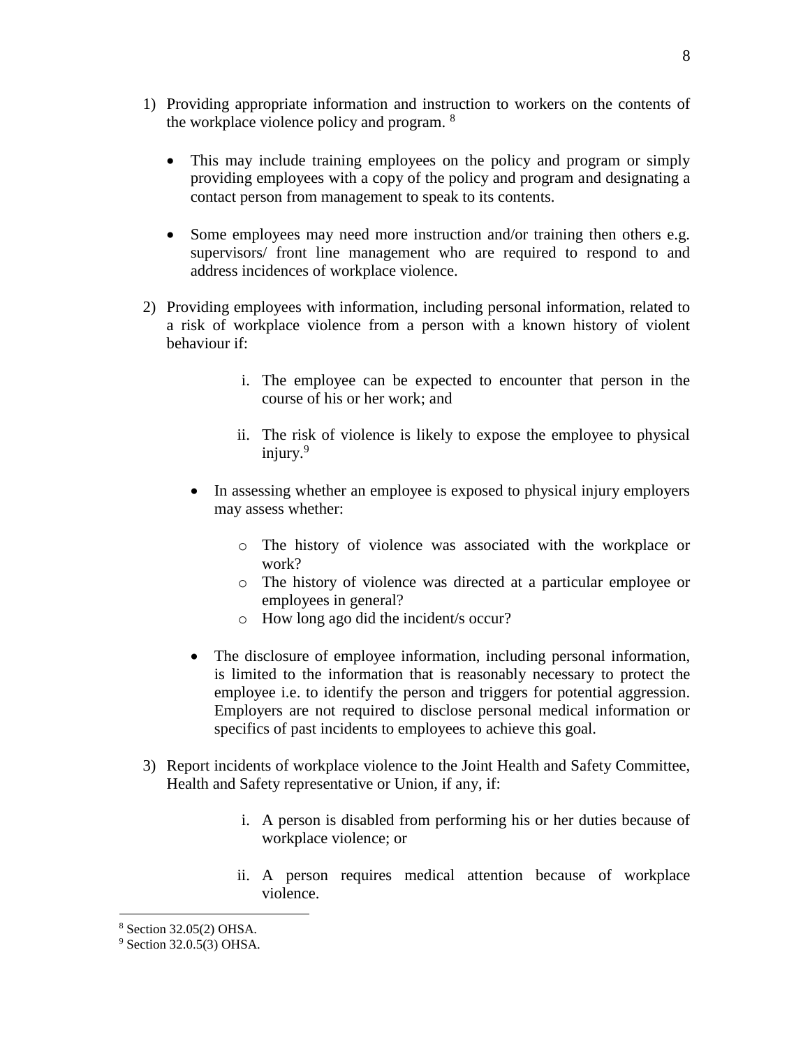1) Providing appropriate information and instruction to workers on the contents of the workplace violence policy and program. [8]

   - This may include training employees on the policy and program or simply providing employees with a copy of the policy and program and designating a contact person from management to speak to its contents.

   - Some employees may need more instruction and/or training then others e.g. supervisors/ front line management who are required to respond to and address incidences of workplace violence.

2) Providing employees with information, including personal information, related to a risk of workplace violence from a person with a known history of violent behaviour if:

   i. The employee can be expected to encounter that person in the course of his or her work; and

   ii. The risk of violence is likely to expose the employee to physical injury.[9]

   - In assessing whether an employee is exposed to physical injury employers may assess whether:

     - The history of violence was associated with the workplace or work?
     - The history of violence was directed at a particular employee or employees in general?
     - How long ago did the incident/s occur?

   - The disclosure of employee information, including personal information, is limited to the information that is reasonably necessary to protect the employee i.e. to identify the person and triggers for potential aggression. Employers are not required to disclose personal medical information or specifics of past incidents to employees to achieve this goal.

3) Report incidents of workplace violence to the Joint Health and Safety Committee, Health and Safety representative or Union, if any, if:

   i. A person is disabled from performing his or her duties because of workplace violence; or

   ii. A person requires medical attention because of workplace violence.

---

[8] Section 32.05(2) OHSA.

[9] Section 32.0.5(3) OHSA.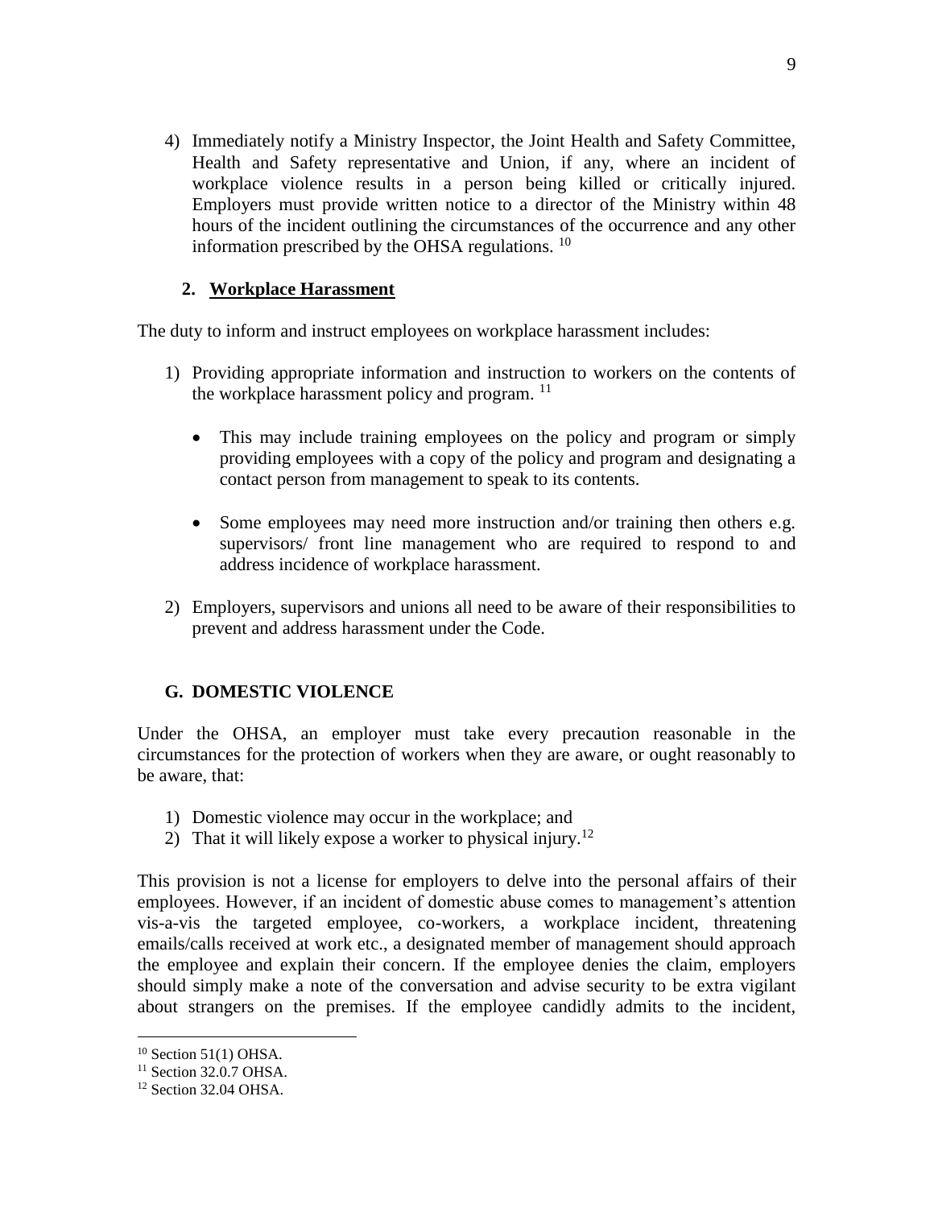4) Immediately notify a Ministry Inspector, the Joint Health and Safety Committee, Health and Safety representative and Union, if any, where an incident of workplace violence results in a person being killed or critically injured. Employers must provide written notice to a director of the Ministry within 48 hours of the incident outlining the circumstances of the occurrence and any other information prescribed by the OHSA regulations. [10]

### 2. Workplace Harassment

The duty to inform and instruct employees on workplace harassment includes:

1) Providing appropriate information and instruction to workers on the contents of the workplace harassment policy and program. [11]

   - This may include training employees on the policy and program or simply providing employees with a copy of the policy and program and designating a contact person from management to speak to its contents.

   - Some employees may need more instruction and/or training then others e.g. supervisors/ front line management who are required to respond to and address incidence of workplace harassment.

2) Employers, supervisors and unions all need to be aware of their responsibilities to prevent and address harassment under the Code.

## G. DOMESTIC VIOLENCE

Under the OHSA, an employer must take every precaution reasonable in the circumstances for the protection of workers when they are aware, or ought reasonably to be aware, that:

1) Domestic violence may occur in the workplace; and
2) That it will likely expose a worker to physical injury.[12]

This provision is not a license for employers to delve into the personal affairs of their employees. However, if an incident of domestic abuse comes to management's attention vis-a-vis the targeted employee, co-workers, a workplace incident, threatening emails/calls received at work etc., a designated member of management should approach the employee and explain their concern. If the employee denies the claim, employers should simply make a note of the conversation and advise security to be extra vigilant about strangers on the premises. If the employee candidly admits to the incident,

---

[10] Section 51(1) OHSA.

[11] Section 32.0.7 OHSA.

[12] Section 32.04 OHSA.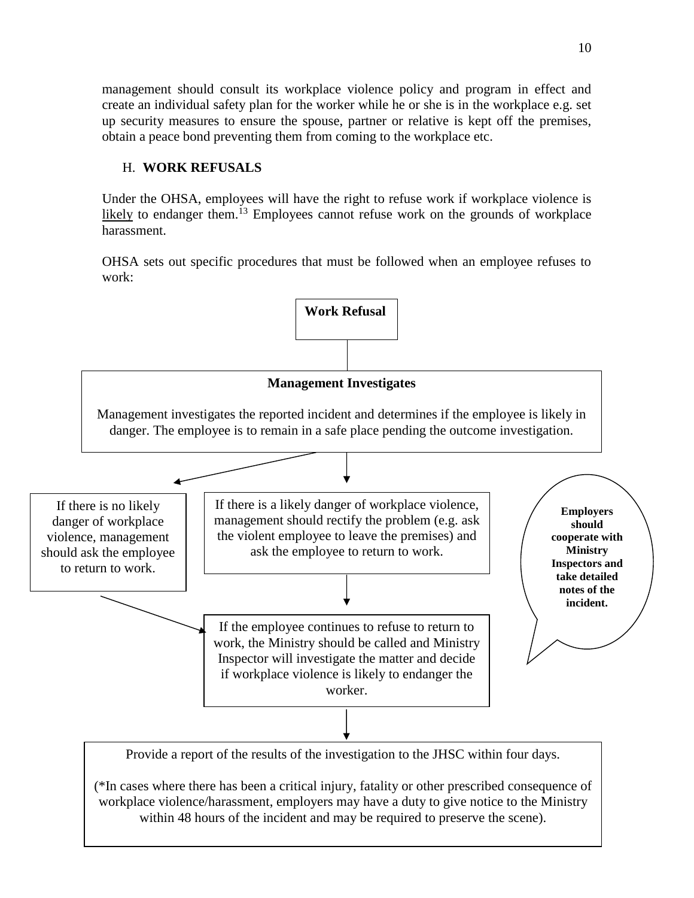management should consult its workplace violence policy and program in effect and create an individual safety plan for the worker while he or she is in the workplace e.g. set up security measures to ensure the spouse, partner or relative is kept off the premises, obtain a peace bond preventing them from coming to the workplace etc.

## H. WORK REFUSALS

Under the OHSA, employees will have the right to refuse work if workplace violence is likely to endanger them.[13] Employees cannot refuse work on the grounds of workplace harassment.

OHSA sets out specific procedures that must be followed when an employee refuses to work:

**Work Refusal**

**Management Investigates**

Management investigates the reported incident and determines if the employee is likely in danger. The employee is to remain in a safe place pending the outcome investigation.

If there is no likely danger of workplace violence, management should ask the employee to return to work.

If there is a likely danger of workplace violence, management should rectify the problem (e.g. ask the violent employee to leave the premises) and ask the employee to return to work.

**Employers should cooperate with Ministry Inspectors and take detailed notes of the incident.**

If the employee continues to refuse to return to work, the Ministry should be called and Ministry Inspector will investigate the matter and decide if workplace violence is likely to endanger the worker.

Provide a report of the results of the investigation to the JHSC within four days.

(*In cases where there has been a critical injury, fatality or other prescribed consequence of workplace violence/harassment, employers may have a duty to give notice to the Ministry within 48 hours of the incident and may be required to preserve the scene).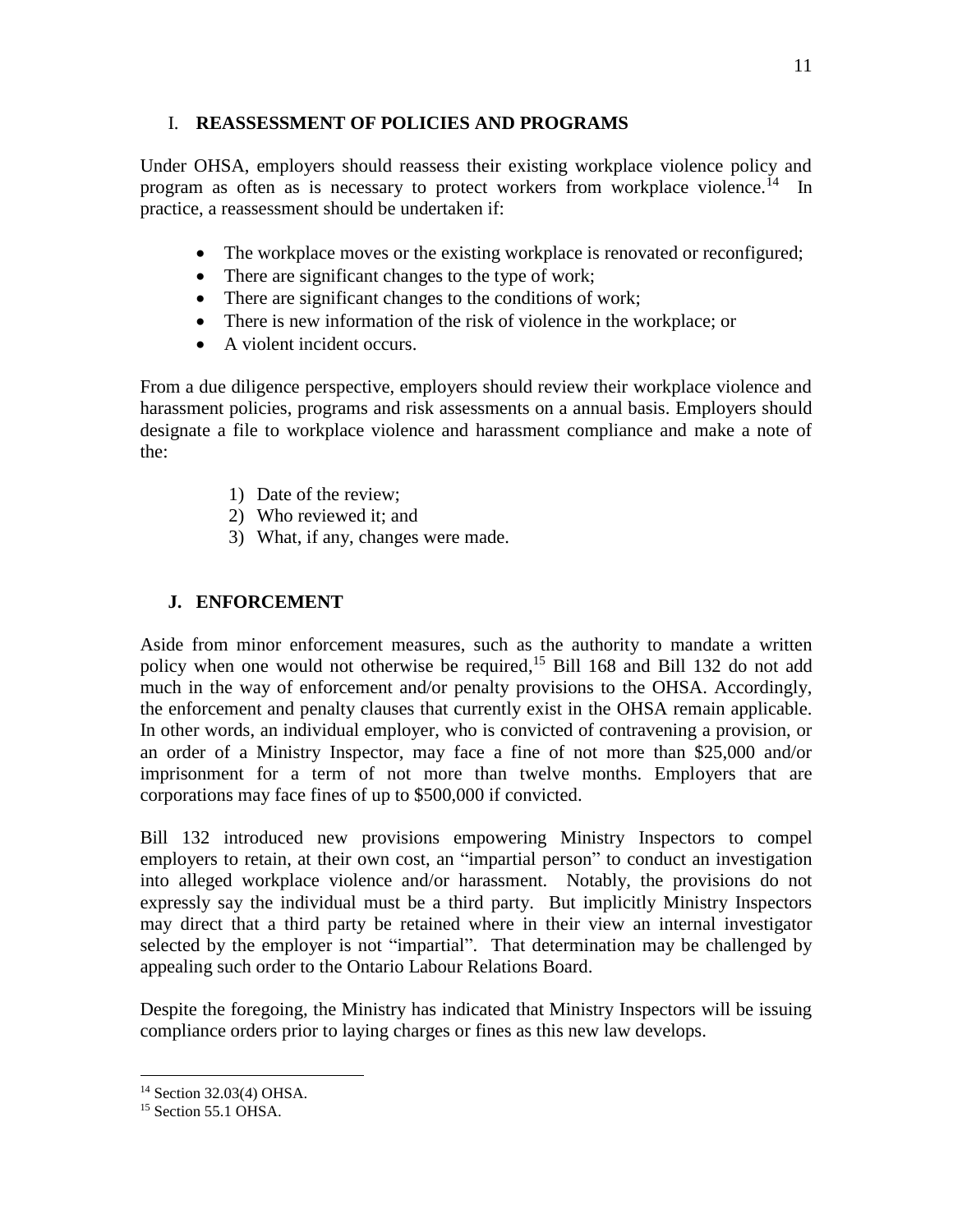## I. REASSESSMENT OF POLICIES AND PROGRAMS

Under OHSA, employers should reassess their existing workplace violence policy and program as often as is necessary to protect workers from workplace violence.[14] In practice, a reassessment should be undertaken if:

- The workplace moves or the existing workplace is renovated or reconfigured;
- There are significant changes to the type of work;
- There are significant changes to the conditions of work;
- There is new information of the risk of violence in the workplace; or
- A violent incident occurs.

From a due diligence perspective, employers should review their workplace violence and harassment policies, programs and risk assessments on a annual basis. Employers should designate a file to workplace violence and harassment compliance and make a note of the:

1) Date of the review;
2) Who reviewed it; and
3) What, if any, changes were made.

## J. ENFORCEMENT

Aside from minor enforcement measures, such as the authority to mandate a written policy when one would not otherwise be required,[15] Bill 168 and Bill 132 do not add much in the way of enforcement and/or penalty provisions to the OHSA. Accordingly, the enforcement and penalty clauses that currently exist in the OHSA remain applicable. In other words, an individual employer, who is convicted of contravening a provision, or an order of a Ministry Inspector, may face a fine of not more than $25,000 and/or imprisonment for a term of not more than twelve months. Employers that are corporations may face fines of up to $500,000 if convicted.

Bill 132 introduced new provisions empowering Ministry Inspectors to compel employers to retain, at their own cost, an "impartial person" to conduct an investigation into alleged workplace violence and/or harassment. Notably, the provisions do not expressly say the individual must be a third party. But implicitly Ministry Inspectors may direct that a third party be retained where in their view an internal investigator selected by the employer is not "impartial". That determination may be challenged by appealing such order to the Ontario Labour Relations Board.

Despite the foregoing, the Ministry has indicated that Ministry Inspectors will be issuing compliance orders prior to laying charges or fines as this new law develops.

---

[14] Section 32.03(4) OHSA.

[15] Section 55.1 OHSA.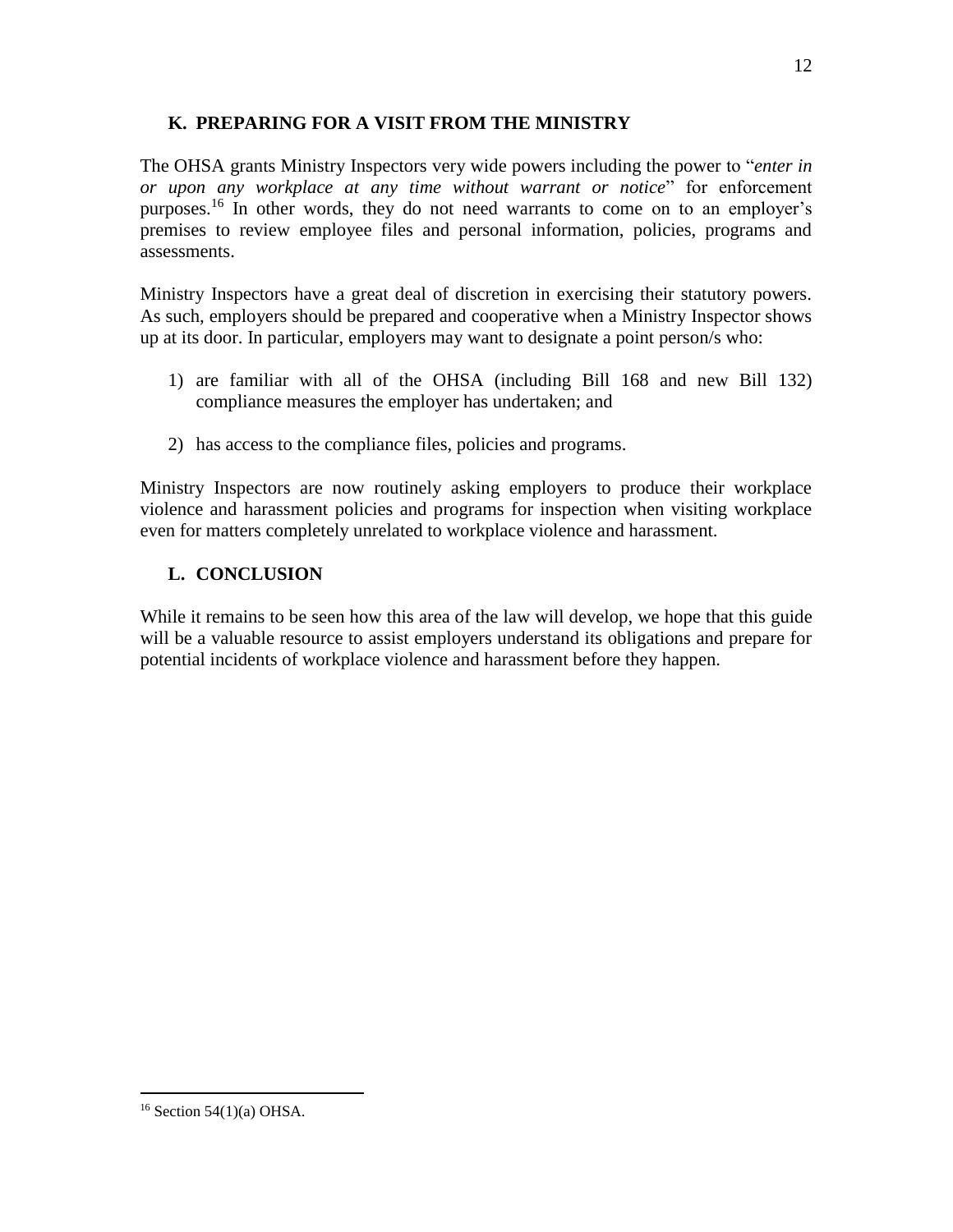## K. PREPARING FOR A VISIT FROM THE MINISTRY

The OHSA grants Ministry Inspectors very wide powers including the power to "*enter in or upon any workplace at any time without warrant or notice*" for enforcement purposes.[16] In other words, they do not need warrants to come on to an employer's premises to review employee files and personal information, policies, programs and assessments.

Ministry Inspectors have a great deal of discretion in exercising their statutory powers. As such, employers should be prepared and cooperative when a Ministry Inspector shows up at its door. In particular, employers may want to designate a point person/s who:

1) are familiar with all of the OHSA (including Bill 168 and new Bill 132) compliance measures the employer has undertaken; and

2) has access to the compliance files, policies and programs.

Ministry Inspectors are now routinely asking employers to produce their workplace violence and harassment policies and programs for inspection when visiting workplace even for matters completely unrelated to workplace violence and harassment.

## L. CONCLUSION

While it remains to be seen how this area of the law will develop, we hope that this guide will be a valuable resource to assist employers understand its obligations and prepare for potential incidents of workplace violence and harassment before they happen.

---

[16] Section 54(1)(a) OHSA.